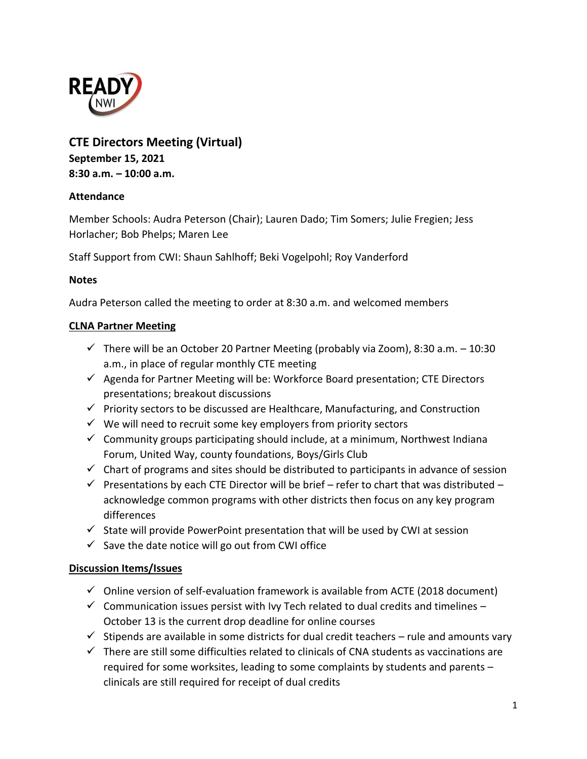# CTE Directors Meeting (Virtual)

**September 15, 2021**
**8:30 a.m. – 10:00 a.m.**

**Attendance**

Member Schools: Audra Peterson (Chair); Lauren Dado; Tim Somers; Julie Fregien; Jess Horlacher; Bob Phelps; Maren Lee

Staff Support from CWI: Shaun Sahlhoff; Beki Vogelpohl; Roy Vanderford

**Notes**

Audra Peterson called the meeting to order at 8:30 a.m. and welcomed members

## CLNA Partner Meeting

- ✓ There will be an October 20 Partner Meeting (probably via Zoom), 8:30 a.m. – 10:30 a.m., in place of regular monthly CTE meeting
- ✓ Agenda for Partner Meeting will be: Workforce Board presentation; CTE Directors presentations; breakout discussions
- ✓ Priority sectors to be discussed are Healthcare, Manufacturing, and Construction
- ✓ We will need to recruit some key employers from priority sectors
- ✓ Community groups participating should include, at a minimum, Northwest Indiana Forum, United Way, county foundations, Boys/Girls Club
- ✓ Chart of programs and sites should be distributed to participants in advance of session
- ✓ Presentations by each CTE Director will be brief – refer to chart that was distributed – acknowledge common programs with other districts then focus on any key program differences
- ✓ State will provide PowerPoint presentation that will be used by CWI at session
- ✓ Save the date notice will go out from CWI office

## Discussion Items/Issues

- ✓ Online version of self-evaluation framework is available from ACTE (2018 document)
- ✓ Communication issues persist with Ivy Tech related to dual credits and timelines – October 13 is the current drop deadline for online courses
- ✓ Stipends are available in some districts for dual credit teachers – rule and amounts vary
- ✓ There are still some difficulties related to clinicals of CNA students as vaccinations are required for some worksites, leading to some complaints by students and parents – clinicals are still required for receipt of dual credits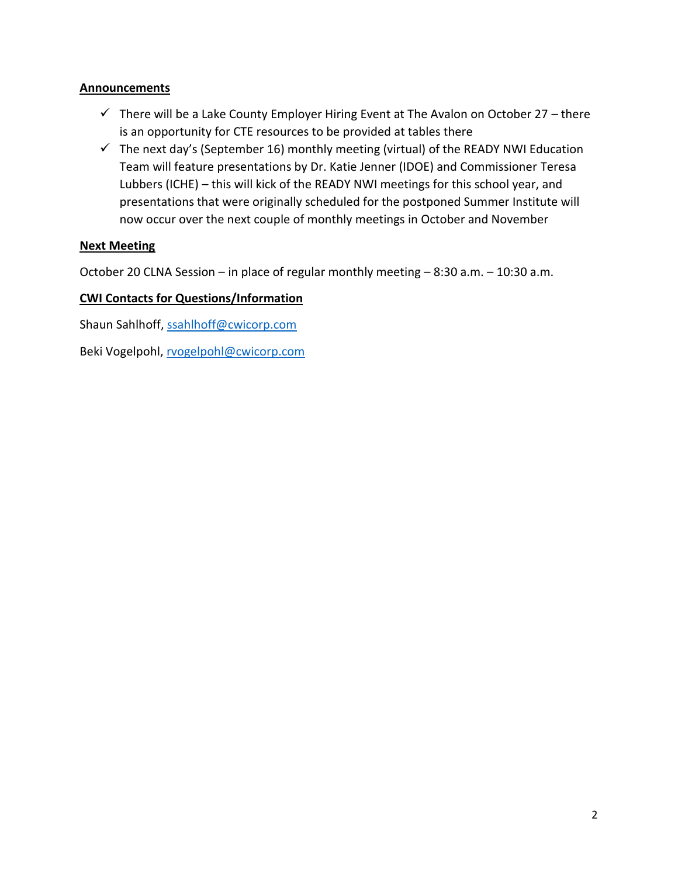**Announcements**

- ✓ There will be a Lake County Employer Hiring Event at The Avalon on October 27 – there is an opportunity for CTE resources to be provided at tables there
- ✓ The next day's (September 16) monthly meeting (virtual) of the READY NWI Education Team will feature presentations by Dr. Katie Jenner (IDOE) and Commissioner Teresa Lubbers (ICHE) – this will kick of the READY NWI meetings for this school year, and presentations that were originally scheduled for the postponed Summer Institute will now occur over the next couple of monthly meetings in October and November

**Next Meeting**

October 20 CLNA Session – in place of regular monthly meeting – 8:30 a.m. – 10:30 a.m.

**CWI Contacts for Questions/Information**

Shaun Sahlhoff, ssahlhoff@cwicorp.com

Beki Vogelpohl, rvogelpohl@cwicorp.com